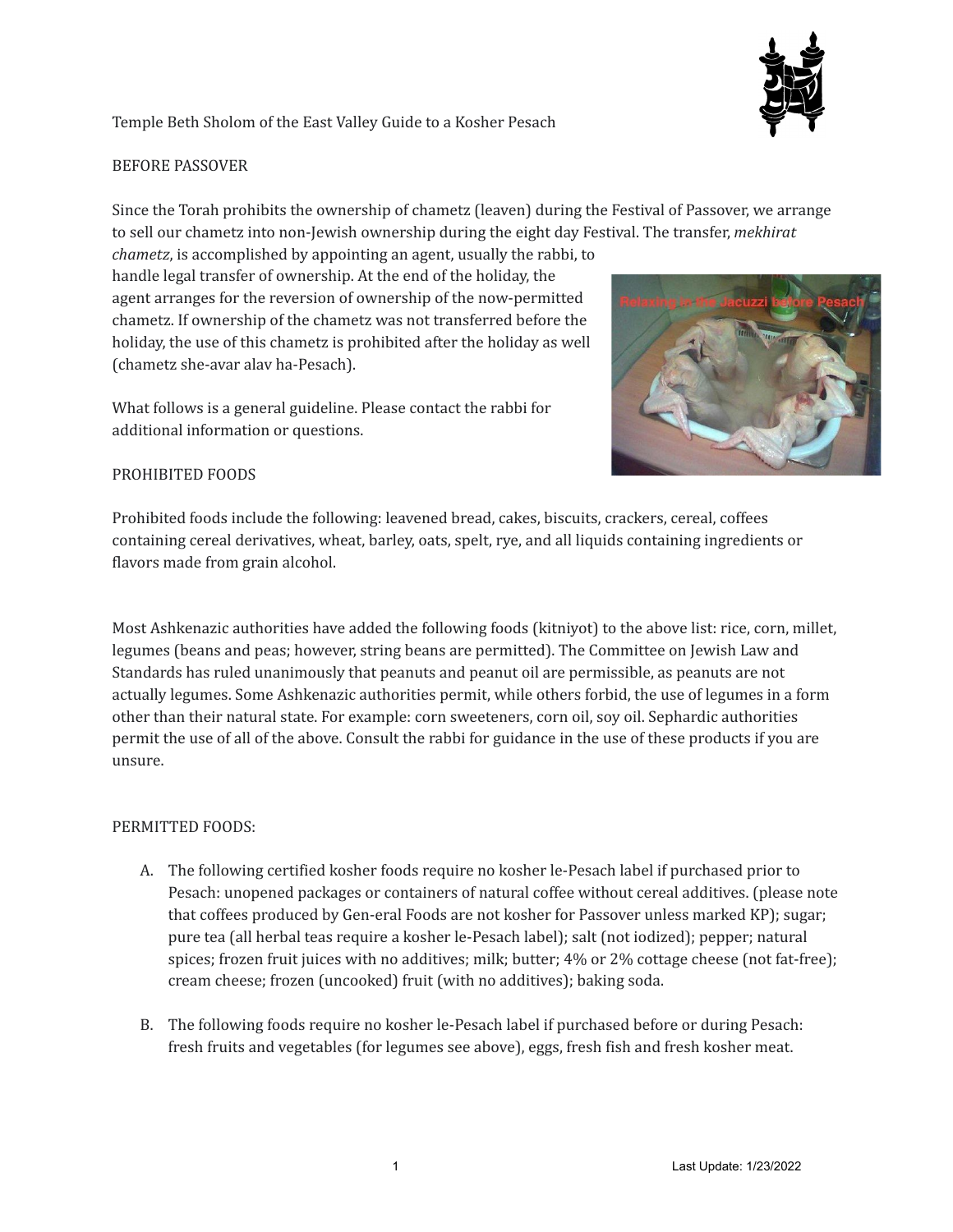Temple Beth Sholom of the East Valley Guide to a Kosher Pesach

## BEFORE PASSOVER

Since the Torah prohibits the ownership of chametz (leaven) during the Festival of Passover, we arrange to sell our chametz into non-Jewish ownership during the eight day Festival. The transfer, *mekhirat chametz*, is accomplished by appointing an agent, usually the rabbi, to handle legal transfer of ownership. At the end of the holiday, the agent arranges for the reversion of ownership of the now-permitted chametz. If ownership of the chametz was not transferred before the holiday, the use of this chametz is prohibited after the holiday as well (chametz she-avar alav ha-Pesach).

What follows is a general guideline. Please contact the rabbi for additional information or questions.

## PROHIBITED FOODS

Prohibited foods include the following: leavened bread, cakes, biscuits, crackers, cereal, coffees containing cereal derivatives, wheat, barley, oats, spelt, rye, and all liquids containing ingredients or flavors made from grain alcohol.

Most Ashkenazic authorities have added the following foods (kitniyot) to the above list: rice, corn, millet, legumes (beans and peas; however, string beans are permitted). The Committee on Jewish Law and Standards has ruled unanimously that peanuts and peanut oil are permissible, as peanuts are not actually legumes. Some Ashkenazic authorities permit, while others forbid, the use of legumes in a form other than their natural state. For example: corn sweeteners, corn oil, soy oil. Sephardic authorities permit the use of all of the above. Consult the rabbi for guidance in the use of these products if you are unsure.

## PERMITTED FOODS:

A. The following certified kosher foods require no kosher le-Pesach label if purchased prior to Pesach: unopened packages or containers of natural coffee without cereal additives. (please note that coffees produced by Gen-eral Foods are not kosher for Passover unless marked KP); sugar; pure tea (all herbal teas require a kosher le-Pesach label); salt (not iodized); pepper; natural spices; frozen fruit juices with no additives; milk; butter; 4% or 2% cottage cheese (not fat-free); cream cheese; frozen (uncooked) fruit (with no additives); baking soda.

B. The following foods require no kosher le-Pesach label if purchased before or during Pesach: fresh fruits and vegetables (for legumes see above), eggs, fresh fish and fresh kosher meat.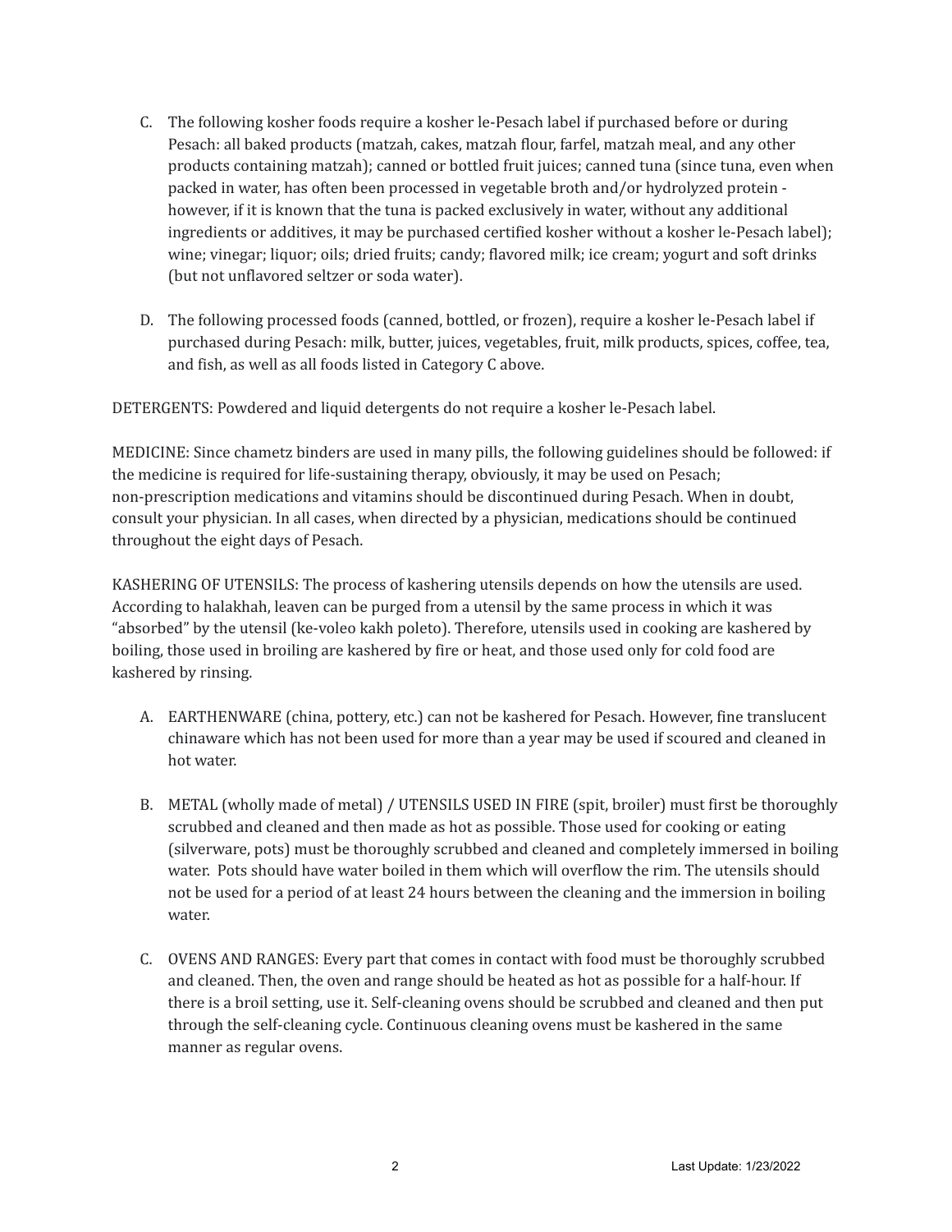C. The following kosher foods require a kosher le-Pesach label if purchased before or during Pesach: all baked products (matzah, cakes, matzah flour, farfel, matzah meal, and any other products containing matzah); canned or bottled fruit juices; canned tuna (since tuna, even when packed in water, has often been processed in vegetable broth and/or hydrolyzed protein - however, if it is known that the tuna is packed exclusively in water, without any additional ingredients or additives, it may be purchased certified kosher without a kosher le-Pesach label); wine; vinegar; liquor; oils; dried fruits; candy; flavored milk; ice cream; yogurt and soft drinks (but not unflavored seltzer or soda water).

D. The following processed foods (canned, bottled, or frozen), require a kosher le-Pesach label if purchased during Pesach: milk, butter, juices, vegetables, fruit, milk products, spices, coffee, tea, and fish, as well as all foods listed in Category C above.

DETERGENTS: Powdered and liquid detergents do not require a kosher le-Pesach label.

MEDICINE: Since chametz binders are used in many pills, the following guidelines should be followed: if the medicine is required for life-sustaining therapy, obviously, it may be used on Pesach; non-prescription medications and vitamins should be discontinued during Pesach. When in doubt, consult your physician. In all cases, when directed by a physician, medications should be continued throughout the eight days of Pesach.

KASHERING OF UTENSILS: The process of kashering utensils depends on how the utensils are used. According to halakhah, leaven can be purged from a utensil by the same process in which it was "absorbed" by the utensil (ke-voleo kakh poleto). Therefore, utensils used in cooking are kashered by boiling, those used in broiling are kashered by fire or heat, and those used only for cold food are kashered by rinsing.

A. EARTHENWARE (china, pottery, etc.) can not be kashered for Pesach. However, fine translucent chinaware which has not been used for more than a year may be used if scoured and cleaned in hot water.

B. METAL (wholly made of metal) / UTENSILS USED IN FIRE (spit, broiler) must first be thoroughly scrubbed and cleaned and then made as hot as possible. Those used for cooking or eating (silverware, pots) must be thoroughly scrubbed and cleaned and completely immersed in boiling water. Pots should have water boiled in them which will overflow the rim. The utensils should not be used for a period of at least 24 hours between the cleaning and the immersion in boiling water.

C. OVENS AND RANGES: Every part that comes in contact with food must be thoroughly scrubbed and cleaned. Then, the oven and range should be heated as hot as possible for a half-hour. If there is a broil setting, use it. Self-cleaning ovens should be scrubbed and cleaned and then put through the self-cleaning cycle. Continuous cleaning ovens must be kashered in the same manner as regular ovens.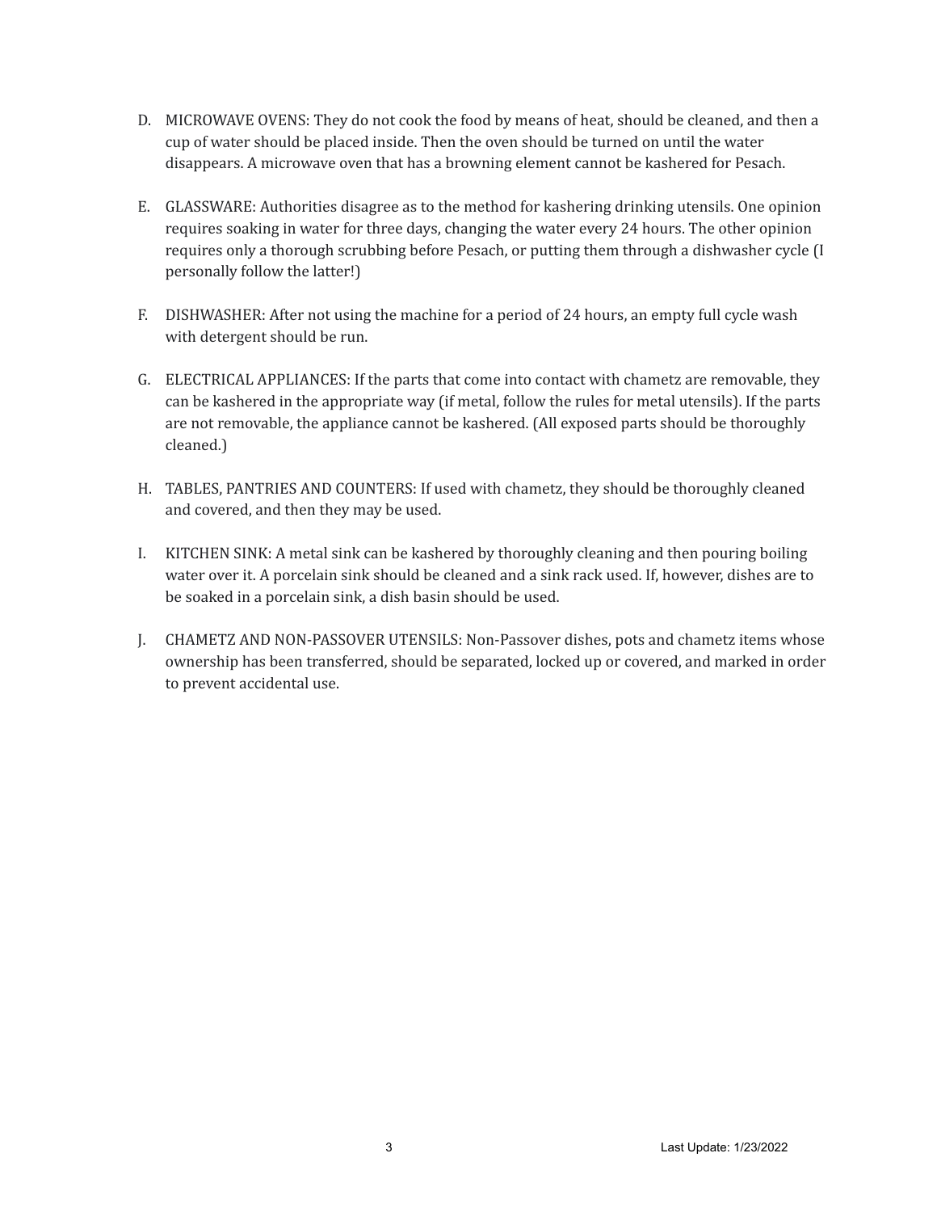D. MICROWAVE OVENS: They do not cook the food by means of heat, should be cleaned, and then a cup of water should be placed inside. Then the oven should be turned on until the water disappears. A microwave oven that has a browning element cannot be kashered for Pesach.

E. GLASSWARE: Authorities disagree as to the method for kashering drinking utensils. One opinion requires soaking in water for three days, changing the water every 24 hours. The other opinion requires only a thorough scrubbing before Pesach, or putting them through a dishwasher cycle (I personally follow the latter!)

F. DISHWASHER: After not using the machine for a period of 24 hours, an empty full cycle wash with detergent should be run.

G. ELECTRICAL APPLIANCES: If the parts that come into contact with chametz are removable, they can be kashered in the appropriate way (if metal, follow the rules for metal utensils). If the parts are not removable, the appliance cannot be kashered. (All exposed parts should be thoroughly cleaned.)

H. TABLES, PANTRIES AND COUNTERS: If used with chametz, they should be thoroughly cleaned and covered, and then they may be used.

I. KITCHEN SINK: A metal sink can be kashered by thoroughly cleaning and then pouring boiling water over it. A porcelain sink should be cleaned and a sink rack used. If, however, dishes are to be soaked in a porcelain sink, a dish basin should be used.

J. CHAMETZ AND NON-PASSOVER UTENSILS: Non-Passover dishes, pots and chametz items whose ownership has been transferred, should be separated, locked up or covered, and marked in order to prevent accidental use.

Last Update: 1/23/2022